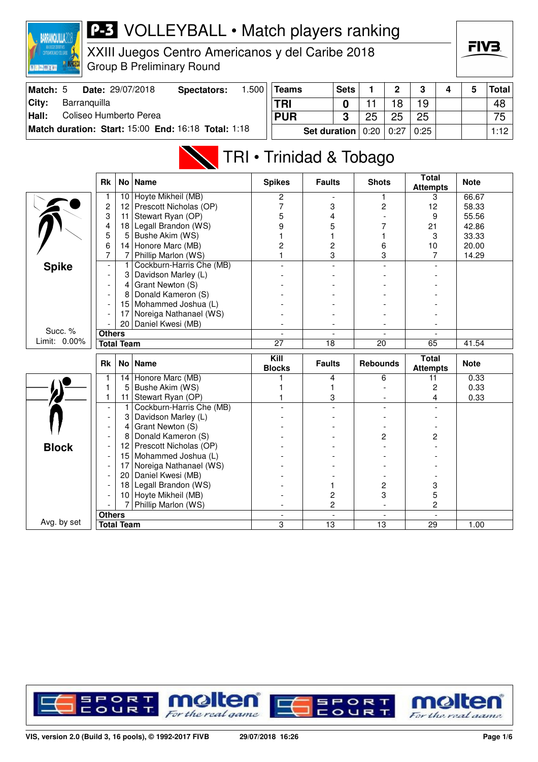# P-3 VOLLEYBALL • Match players ranking

## XXIII Juegos Centro Americanos y del Caribe 2018

### Group B Preliminary Round

**Match:** 5 **Date:** 29/07/2018 **Spectators:** 1.500
**City:** Barranquilla
**Hall:** Coliseo Humberto Perea
**Match duration: Start:** 15:00 **End:** 16:18 **Total:** 1:18

| Teams | Sets | 1 | 2 | 3 | 4 | 5 | Total |
|---|---|---|---|---|---|---|---|
| TRI | 0 | 11 | 18 | 19 | | | 48 |
| PUR | 3 | 25 | 25 | 25 | | | 75 |
| Set duration | | 0:20 | 0:27 | 0:25 | | | 1:12 |

## TRI • Trinidad & Tobago

**Spike** (Succ. % Limit: 0.00%)

| Rk | No | Name | Spikes | Faults | Shots | Total Attempts | Note |
|---|---|---|---|---|---|---|---|
| 1 | 10 | Hoyte Mikheil (MB) | 2 | - | 1 | 3 | 66.67 |
| 2 | 12 | Prescott Nicholas (OP) | 7 | 3 | 2 | 12 | 58.33 |
| 3 | 11 | Stewart Ryan (OP) | 5 | 4 | - | 9 | 55.56 |
| 4 | 18 | Legall Brandon (WS) | 9 | 5 | 7 | 21 | 42.86 |
| 5 | 5 | Bushe Akim (WS) | 1 | 1 | 1 | 3 | 33.33 |
| 6 | 14 | Honore Marc (MB) | 2 | 2 | 6 | 10 | 20.00 |
| 7 | 7 | Phillip Marlon (WS) | 1 | 3 | 3 | 7 | 14.29 |
| - | 1 | Cockburn-Harris Che (MB) | - | - | - | - | |
| - | 3 | Davidson Marley (L) | - | - | - | - | |
| - | 4 | Grant Newton (S) | - | - | - | - | |
| - | 8 | Donald Kameron (S) | - | - | - | - | |
| - | 15 | Mohammed Joshua (L) | - | - | - | - | |
| - | 17 | Noreiga Nathanael (WS) | - | - | - | - | |
| - | 20 | Daniel Kwesi (MB) | - | - | - | - | |
| Others | | | - | - | - | - | |
| Total Team | | | 27 | 18 | 20 | 65 | 41.54 |

**Block** (Avg. by set)

| Rk | No | Name | Kill Blocks | Faults | Rebounds | Total Attempts | Note |
|---|---|---|---|---|---|---|---|
| 1 | 14 | Honore Marc (MB) | 1 | 4 | 6 | 11 | 0.33 |
| 1 | 5 | Bushe Akim (WS) | 1 | 1 | - | 2 | 0.33 |
| 1 | 11 | Stewart Ryan (OP) | 1 | 3 | - | 4 | 0.33 |
| - | 1 | Cockburn-Harris Che (MB) | - | - | - | - | |
| - | 3 | Davidson Marley (L) | - | - | - | - | |
| - | 4 | Grant Newton (S) | - | - | - | - | |
| - | 8 | Donald Kameron (S) | - | - | 2 | 2 | |
| - | 12 | Prescott Nicholas (OP) | - | - | - | - | |
| - | 15 | Mohammed Joshua (L) | - | - | - | - | |
| - | 17 | Noreiga Nathanael (WS) | - | - | - | - | |
| - | 20 | Daniel Kwesi (MB) | - | - | - | - | |
| - | 18 | Legall Brandon (WS) | - | 1 | 2 | 3 | |
| - | 10 | Hoyte Mikheil (MB) | - | 2 | 3 | 5 | |
| - | 7 | Phillip Marlon (WS) | - | 2 | - | 2 | |
| Others | | | - | - | - | - | |
| Total Team | | | 3 | 13 | 13 | 29 | 1.00 |

VIS, version 2.0 (Build 3, 16 pools), © 1992-2017 FIVB 29/07/2018 16:26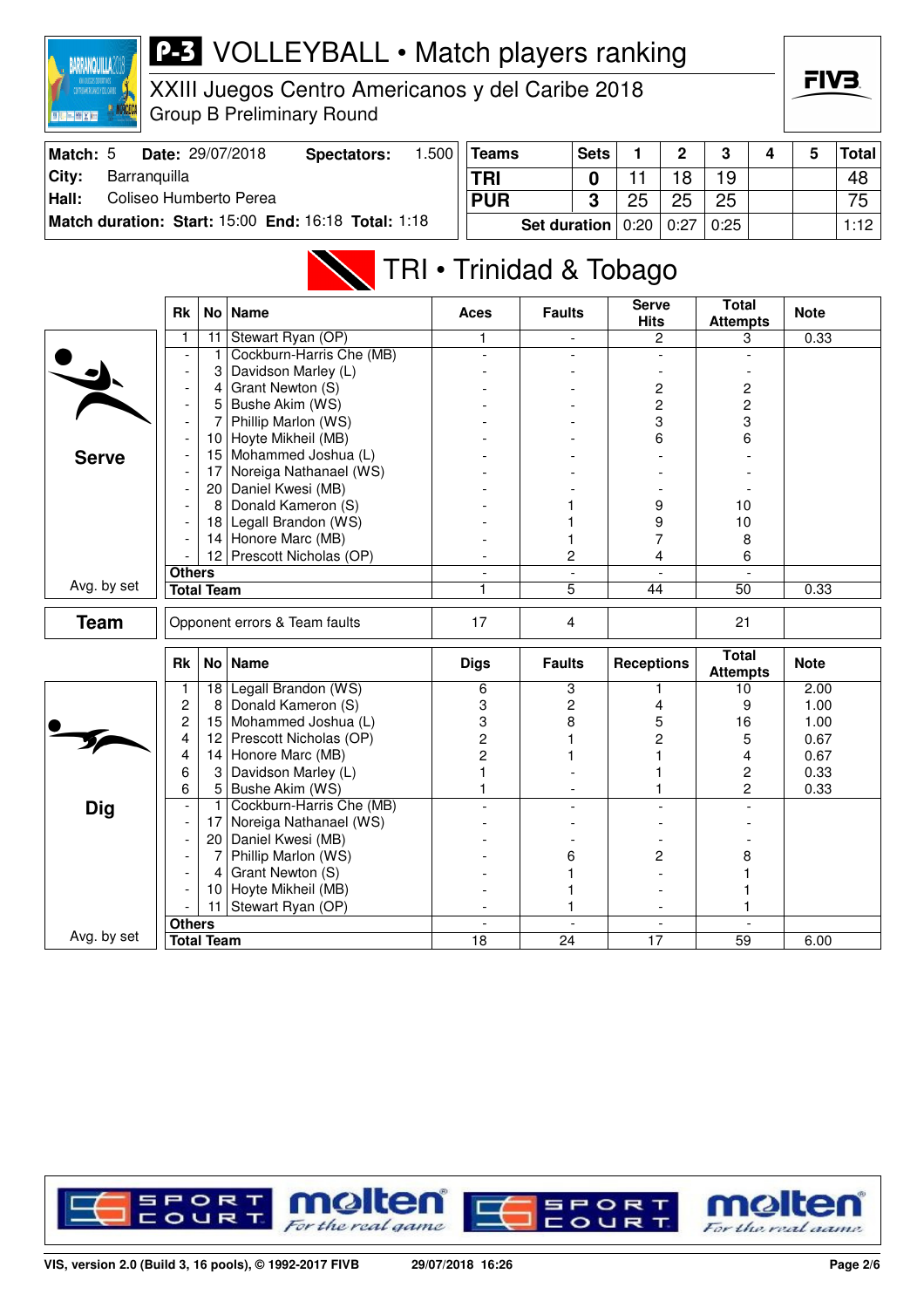# P-3 VOLLEYBALL • Match players ranking

## XXIII Juegos Centro Americanos y del Caribe 2018
Group B Preliminary Round

| Match: 5 | Date: 29/07/2018 | Spectators: | 1.500 |
|---|---|---|---|
| City: | Barranquilla | | |
| Hall: | Coliseo Humberto Perea | | |
| Match duration: | Start: 15:00 | End: 16:18 | Total: 1:18 |

| Teams | Sets | 1 | 2 | 3 | 4 | 5 | Total |
|---|---|---|---|---|---|---|---|
| TRI | 0 | 11 | 18 | 19 | | | 48 |
| PUR | 3 | 25 | 25 | 25 | | | 75 |
| Set duration | | 0:20 | 0:27 | 0:25 | | | 1:12 |

## TRI • Trinidad & Tobago

### Serve

| Rk | No | Name | Aces | Faults | Serve Hits | Total Attempts | Note |
|---|---|---|---|---|---|---|---|
| 1 | 11 | Stewart Ryan (OP) | 1 | - | 2 | 3 | 0.33 |
| - | 1 | Cockburn-Harris Che (MB) | - | - | - | - | |
| - | 3 | Davidson Marley (L) | - | - | - | - | |
| - | 4 | Grant Newton (S) | - | - | 2 | 2 | |
| - | 5 | Bushe Akim (WS) | - | - | 2 | 2 | |
| - | 7 | Phillip Marlon (WS) | - | - | 3 | 3 | |
| - | 10 | Hoyte Mikheil (MB) | - | - | 6 | 6 | |
| - | 15 | Mohammed Joshua (L) | - | - | - | - | |
| - | 17 | Noreiga Nathanael (WS) | - | - | - | - | |
| - | 20 | Daniel Kwesi (MB) | - | - | - | - | |
| - | 8 | Donald Kameron (S) | - | 1 | 9 | 10 | |
| - | 18 | Legall Brandon (WS) | - | 1 | 9 | 10 | |
| - | 14 | Honore Marc (MB) | - | 1 | 7 | 8 | |
| - | 12 | Prescott Nicholas (OP) | - | 2 | 4 | 6 | |
| Others | | | - | - | - | - | |
| Total Team | | | 1 | 5 | 44 | 50 | 0.33 |

Avg. by set

### Team

| | Aces | Faults | Serve Hits | Total Attempts | Note |
|---|---|---|---|---|---|
| Opponent errors & Team faults | 17 | 4 | | 21 | |

### Dig

| Rk | No | Name | Digs | Faults | Receptions | Total Attempts | Note |
|---|---|---|---|---|---|---|---|
| 1 | 18 | Legall Brandon (WS) | 6 | 3 | 1 | 10 | 2.00 |
| 2 | 8 | Donald Kameron (S) | 3 | 2 | 4 | 9 | 1.00 |
| 2 | 15 | Mohammed Joshua (L) | 3 | 8 | 5 | 16 | 1.00 |
| 4 | 12 | Prescott Nicholas (OP) | 2 | 1 | 2 | 5 | 0.67 |
| 4 | 14 | Honore Marc (MB) | 2 | 1 | 1 | 4 | 0.67 |
| 6 | 3 | Davidson Marley (L) | 1 | - | 1 | 2 | 0.33 |
| 6 | 5 | Bushe Akim (WS) | 1 | - | 1 | 2 | 0.33 |
| - | 1 | Cockburn-Harris Che (MB) | - | - | - | - | |
| - | 17 | Noreiga Nathanael (WS) | - | - | - | - | |
| - | 20 | Daniel Kwesi (MB) | - | - | - | - | |
| - | 7 | Phillip Marlon (WS) | - | 6 | 2 | 8 | |
| - | 4 | Grant Newton (S) | - | 1 | - | 1 | |
| - | 10 | Hoyte Mikheil (MB) | - | 1 | - | 1 | |
| - | 11 | Stewart Ryan (OP) | - | 1 | - | 1 | |
| Others | | | - | - | - | - | |
| Total Team | | | 18 | 24 | 17 | 59 | 6.00 |

Avg. by set

VIS, version 2.0 (Build 3, 16 pools), © 1992-2017 FIVB 29/07/2018 16:26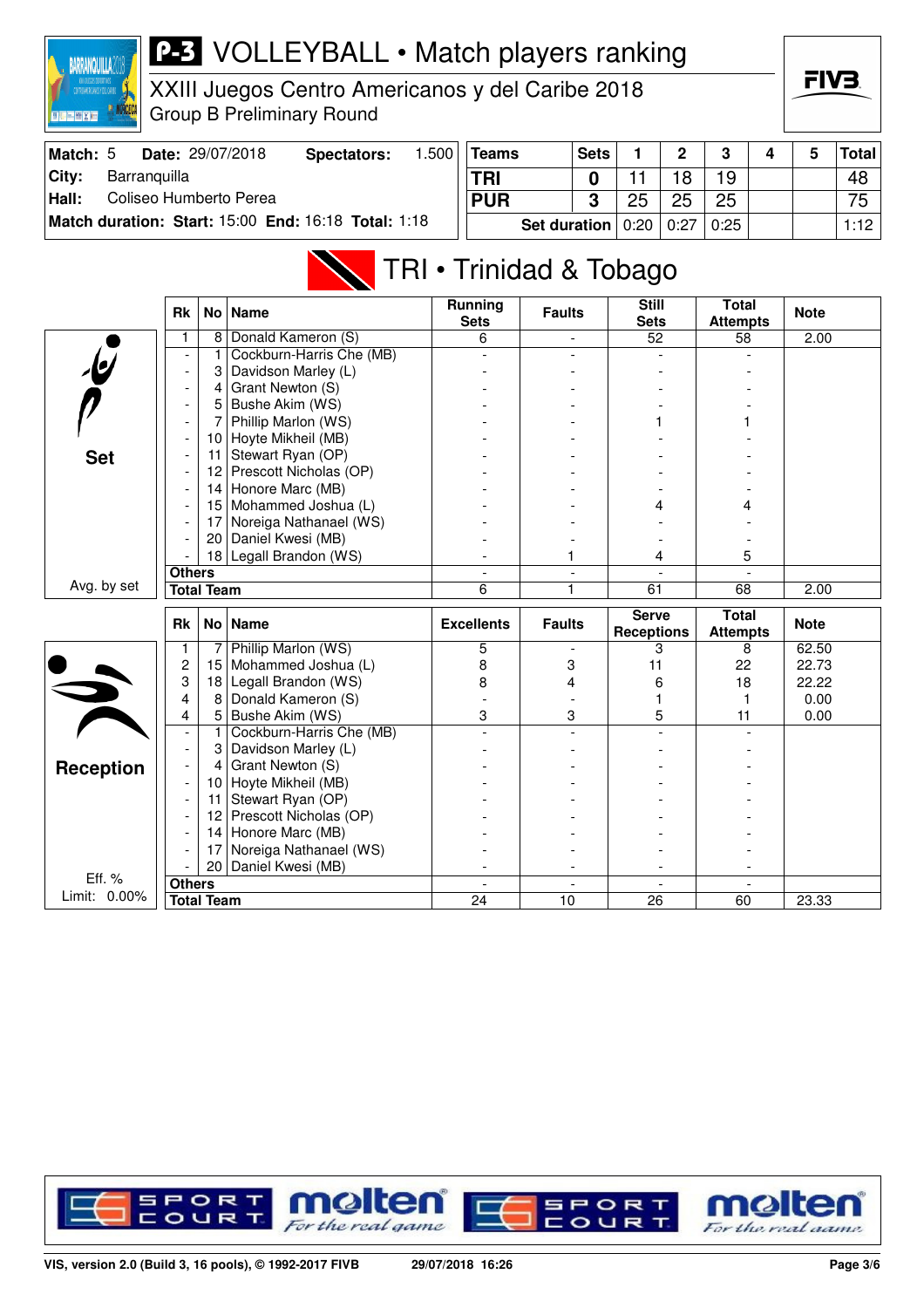# P-3 VOLLEYBALL • Match players ranking

XXIII Juegos Centro Americanos y del Caribe 2018
Group B Preliminary Round

| Match: 5 | Date: 29/07/2018 | Spectators: | 1.500 |
|---|---|---|---|
| City: | Barranquilla | | |
| Hall: | Coliseo Humberto Perea | | |
| Match duration: Start: 15:00 | End: 16:18 | Total: 1:18 | |

| Teams | Sets | 1 | 2 | 3 | 4 | 5 | Total |
|---|---|---|---|---|---|---|---|
| TRI | 0 | 11 | 18 | 19 | | | 48 |
| PUR | 3 | 25 | 25 | 25 | | | 75 |
| Set duration | | 0:20 | 0:27 | 0:25 | | | 1:12 |

## TRI • Trinidad & Tobago

### Set

| Rk | No | Name | Running Sets | Faults | Still Sets | Total Attempts | Note |
|---|---|---|---|---|---|---|---|
| 1 | 8 | Donald Kameron (S) | 6 | - | 52 | 58 | 2.00 |
| - | 1 | Cockburn-Harris Che (MB) | - | - | - | - | |
| - | 3 | Davidson Marley (L) | - | - | - | - | |
| - | 4 | Grant Newton (S) | - | - | - | - | |
| - | 5 | Bushe Akim (WS) | - | - | - | - | |
| - | 7 | Phillip Marlon (WS) | - | - | 1 | 1 | |
| - | 10 | Hoyte Mikheil (MB) | - | - | - | - | |
| - | 11 | Stewart Ryan (OP) | - | - | - | - | |
| - | 12 | Prescott Nicholas (OP) | - | - | - | - | |
| - | 14 | Honore Marc (MB) | - | - | - | - | |
| - | 15 | Mohammed Joshua (L) | - | - | 4 | 4 | |
| - | 17 | Noreiga Nathanael (WS) | - | - | - | - | |
| - | 20 | Daniel Kwesi (MB) | - | - | - | - | |
| - | 18 | Legall Brandon (WS) | - | 1 | 4 | 5 | |
| Others | | | - | - | - | - | |
| Total Team | | | 6 | 1 | 61 | 68 | 2.00 |

Avg. by set

### Reception

| Rk | No | Name | Excellents | Faults | Serve Receptions | Total Attempts | Note |
|---|---|---|---|---|---|---|---|
| 1 | 7 | Phillip Marlon (WS) | 5 | - | 3 | 8 | 62.50 |
| 2 | 15 | Mohammed Joshua (L) | 8 | 3 | 11 | 22 | 22.73 |
| 3 | 18 | Legall Brandon (WS) | 8 | 4 | 6 | 18 | 22.22 |
| 4 | 8 | Donald Kameron (S) | - | - | 1 | 1 | 0.00 |
| 4 | 5 | Bushe Akim (WS) | 3 | 3 | 5 | 11 | 0.00 |
| - | 1 | Cockburn-Harris Che (MB) | - | - | - | - | |
| - | 3 | Davidson Marley (L) | - | - | - | - | |
| - | 4 | Grant Newton (S) | - | - | - | - | |
| - | 10 | Hoyte Mikheil (MB) | - | - | - | - | |
| - | 11 | Stewart Ryan (OP) | - | - | - | - | |
| - | 12 | Prescott Nicholas (OP) | - | - | - | - | |
| - | 14 | Honore Marc (MB) | - | - | - | - | |
| - | 17 | Noreiga Nathanael (WS) | - | - | - | - | |
| - | 20 | Daniel Kwesi (MB) | - | - | - | - | |
| Others | | | - | - | - | - | |
| Total Team | | | 24 | 10 | 26 | 60 | 23.33 |

Eff. %
Limit: 0.00%

VIS, version 2.0 (Build 3, 16 pools), © 1992-2017 FIVB — 29/07/2018 16:26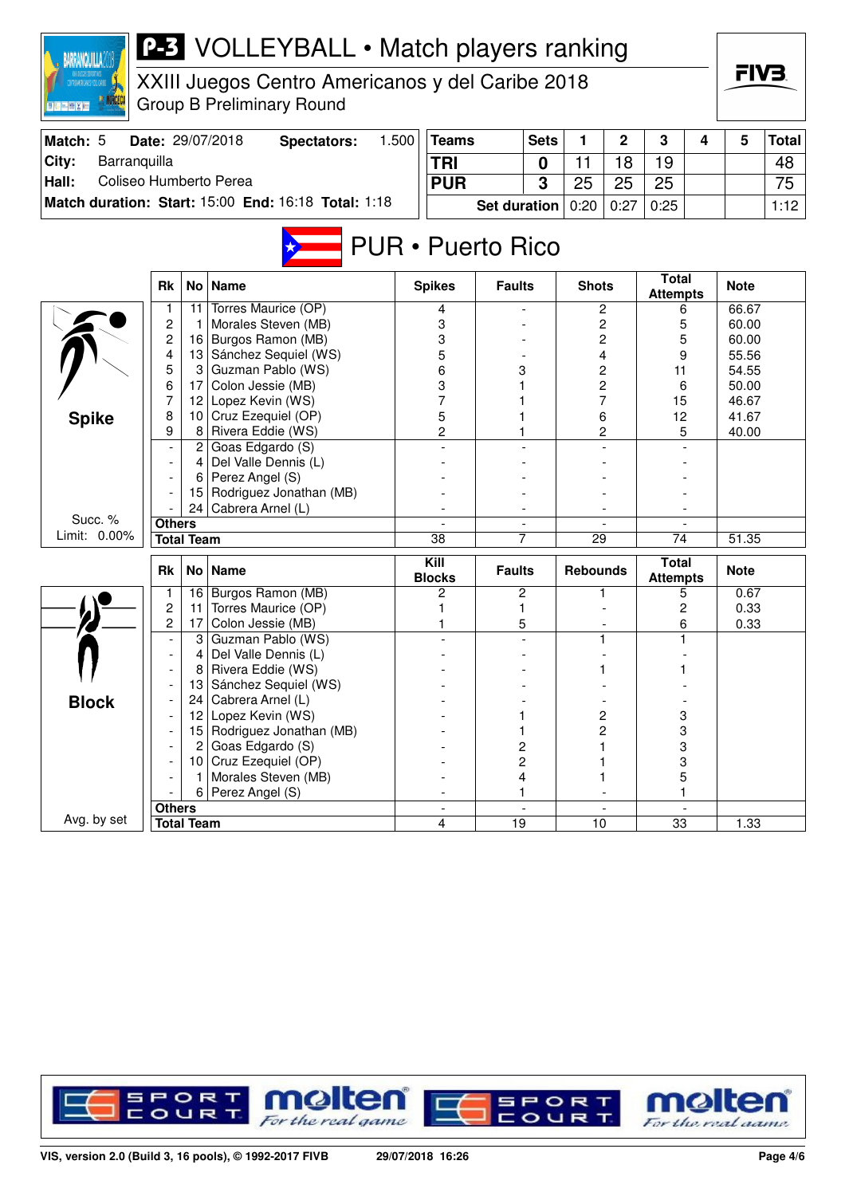# P-3 VOLLEYBALL • Match players ranking

XXIII Juegos Centro Americanos y del Caribe 2018
Group B Preliminary Round

| Match: 5 | Date: 29/07/2018 | Spectators: | 1.500 |
|---|---|---|---|
| City: | Barranquilla | | |
| Hall: | Coliseo Humberto Perea | | |
| Match duration: | Start: 15:00 | End: 16:18 | Total: 1:18 |

| Teams | Sets | 1 | 2 | 3 | 4 | 5 | Total |
|---|---|---|---|---|---|---|---|
| TRI | 0 | 11 | 18 | 19 | | | 48 |
| PUR | 3 | 25 | 25 | 25 | | | 75 |
| Set duration | | 0:20 | 0:27 | 0:25 | | | 1:12 |

## PUR • Puerto Rico

### Spike

Succ. % Limit: 0.00%

| Rk | No | Name | Spikes | Faults | Shots | Total Attempts | Note |
|---|---|---|---|---|---|---|---|
| 1 | 11 | Torres Maurice (OP) | 4 | - | 2 | 6 | 66.67 |
| 2 | 1 | Morales Steven (MB) | 3 | - | 2 | 5 | 60.00 |
| 2 | 16 | Burgos Ramon (MB) | 3 | - | 2 | 5 | 60.00 |
| 4 | 13 | Sánchez Sequiel (WS) | 5 | - | 4 | 9 | 55.56 |
| 5 | 3 | Guzman Pablo (WS) | 6 | 3 | 2 | 11 | 54.55 |
| 6 | 17 | Colon Jessie (MB) | 3 | 1 | 2 | 6 | 50.00 |
| 7 | 12 | Lopez Kevin (WS) | 7 | 1 | 7 | 15 | 46.67 |
| 8 | 10 | Cruz Ezequiel (OP) | 5 | 1 | 6 | 12 | 41.67 |
| 9 | 8 | Rivera Eddie (WS) | 2 | 1 | 2 | 5 | 40.00 |
| - | 2 | Goas Edgardo (S) | - | - | - | - | |
| - | 4 | Del Valle Dennis (L) | - | - | - | - | |
| - | 6 | Perez Angel (S) | - | - | - | - | |
| - | 15 | Rodriguez Jonathan (MB) | - | - | - | - | |
| - | 24 | Cabrera Arnel (L) | - | - | - | - | |
| Others | | | - | - | - | - | |
| Total Team | | | 38 | 7 | 29 | 74 | 51.35 |

### Block

Avg. by set

| Rk | No | Name | Kill Blocks | Faults | Rebounds | Total Attempts | Note |
|---|---|---|---|---|---|---|---|
| 1 | 16 | Burgos Ramon (MB) | 2 | 2 | 1 | 5 | 0.67 |
| 2 | 11 | Torres Maurice (OP) | 1 | 1 | - | 2 | 0.33 |
| 2 | 17 | Colon Jessie (MB) | 1 | 5 | - | 6 | 0.33 |
| - | 3 | Guzman Pablo (WS) | - | - | 1 | 1 | |
| - | 4 | Del Valle Dennis (L) | - | - | - | - | |
| - | 8 | Rivera Eddie (WS) | - | - | 1 | 1 | |
| - | 13 | Sánchez Sequiel (WS) | - | - | - | - | |
| - | 24 | Cabrera Arnel (L) | - | - | - | - | |
| - | 12 | Lopez Kevin (WS) | - | 1 | 2 | 3 | |
| - | 15 | Rodriguez Jonathan (MB) | - | 1 | 2 | 3 | |
| - | 2 | Goas Edgardo (S) | - | 2 | 1 | 3 | |
| - | 10 | Cruz Ezequiel (OP) | - | 2 | 1 | 3 | |
| - | 1 | Morales Steven (MB) | - | 4 | 1 | 5 | |
| - | 6 | Perez Angel (S) | - | 1 | - | 1 | |
| Others | | | - | - | - | - | |
| Total Team | | | 4 | 19 | 10 | 33 | 1.33 |

VIS, version 2.0 (Build 3, 16 pools), © 1992-2017 FIVB 29/07/2018 16:26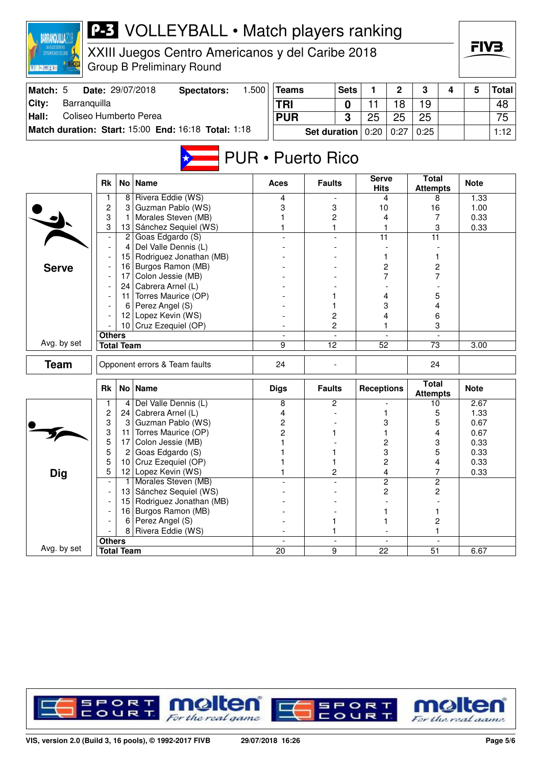# P-3 VOLLEYBALL • Match players ranking

XXIII Juegos Centro Americanos y del Caribe 2018

Group B Preliminary Round

| Match: 5 | Date: 29/07/2018 | Spectators: | 1.500 |
|---|---|---|---|
| City: | Barranquilla | | |
| Hall: | Coliseo Humberto Perea | | |
| Match duration: | Start: 15:00 | End: 16:18 | Total: 1:18 |

| Teams | Sets | 1 | 2 | 3 | 4 | 5 | Total |
|---|---|---|---|---|---|---|---|
| TRI | 0 | 11 | 18 | 19 | | | 48 |
| PUR | 3 | 25 | 25 | 25 | | | 75 |
| Set duration | | 0:20 | 0:27 | 0:25 | | | 1:12 |

## PUR • Puerto Rico

### Serve

| Rk | No | Name | Aces | Faults | Serve Hits | Total Attempts | Note |
|---|---|---|---|---|---|---|---|
| 1 | 8 | Rivera Eddie (WS) | 4 | - | 4 | 8 | 1.33 |
| 2 | 3 | Guzman Pablo (WS) | 3 | 3 | 10 | 16 | 1.00 |
| 3 | 1 | Morales Steven (MB) | 1 | 2 | 4 | 7 | 0.33 |
| 3 | 13 | Sánchez Sequiel (WS) | 1 | 1 | 1 | 3 | 0.33 |
| - | 2 | Goas Edgardo (S) | - | - | 11 | 11 | |
| - | 4 | Del Valle Dennis (L) | - | - | - | - | |
| - | 15 | Rodriguez Jonathan (MB) | - | - | 1 | 1 | |
| - | 16 | Burgos Ramon (MB) | - | - | 2 | 2 | |
| - | 17 | Colon Jessie (MB) | - | - | 7 | 7 | |
| - | 24 | Cabrera Arnel (L) | - | - | - | - | |
| - | 11 | Torres Maurice (OP) | - | 1 | 4 | 5 | |
| - | 6 | Perez Angel (S) | - | 1 | 3 | 4 | |
| - | 12 | Lopez Kevin (WS) | - | 2 | 4 | 6 | |
| - | 10 | Cruz Ezequiel (OP) | - | 2 | 1 | 3 | |
| Others | | | - | - | - | - | |
| Total Team | | | 9 | 12 | 52 | 73 | 3.00 |

Avg. by set

### Team

| | Opponent errors & Team faults | 24 | - | | 24 | |
|---|---|---|---|---|---|---|

### Dig

| Rk | No | Name | Digs | Faults | Receptions | Total Attempts | Note |
|---|---|---|---|---|---|---|---|
| 1 | 4 | Del Valle Dennis (L) | 8 | 2 | - | 10 | 2.67 |
| 2 | 24 | Cabrera Arnel (L) | 4 | - | 1 | 5 | 1.33 |
| 3 | 3 | Guzman Pablo (WS) | 2 | - | 3 | 5 | 0.67 |
| 3 | 11 | Torres Maurice (OP) | 2 | 1 | 1 | 4 | 0.67 |
| 5 | 17 | Colon Jessie (MB) | 1 | - | 2 | 3 | 0.33 |
| 5 | 2 | Goas Edgardo (S) | 1 | 1 | 3 | 5 | 0.33 |
| 5 | 10 | Cruz Ezequiel (OP) | 1 | 1 | 2 | 4 | 0.33 |
| 5 | 12 | Lopez Kevin (WS) | 1 | 2 | 4 | 7 | 0.33 |
| - | 1 | Morales Steven (MB) | - | - | 2 | 2 | |
| - | 13 | Sánchez Sequiel (WS) | - | - | 2 | 2 | |
| - | 15 | Rodriguez Jonathan (MB) | - | - | - | - | |
| - | 16 | Burgos Ramon (MB) | - | - | 1 | 1 | |
| - | 6 | Perez Angel (S) | - | 1 | 1 | 2 | |
| - | 8 | Rivera Eddie (WS) | - | 1 | - | 1 | |
| Others | | | - | - | - | - | |
| Total Team | | | 20 | 9 | 22 | 51 | 6.67 |

Avg. by set

VIS, version 2.0 (Build 3, 16 pools), © 1992-2017 FIVB — 29/07/2018 16:26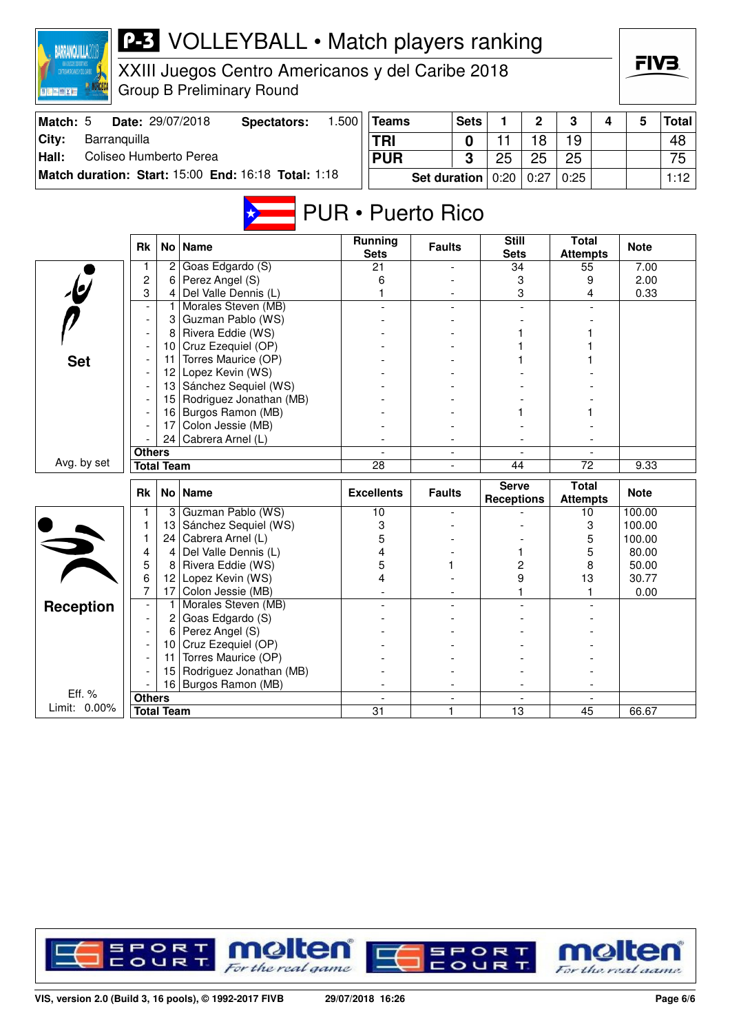# P-3 VOLLEYBALL • Match players ranking

XXIII Juegos Centro Americanos y del Caribe 2018

Group B Preliminary Round

| | | | |
|---|---|---|---|
| **Match:** 5 | **Date:** 29/07/2018 | **Spectators:** | 1.500 |
| **City:** | Barranquilla | | |
| **Hall:** | Coliseo Humberto Perea | | |
| **Match duration: Start:** 15:00 | **End:** 16:18 | **Total:** 1:18 | |

| Teams | Sets | 1 | 2 | 3 | 4 | 5 | Total |
|---|---|---|---|---|---|---|---|
| TRI | 0 | 11 | 18 | 19 | | | 48 |
| PUR | 3 | 25 | 25 | 25 | | | 75 |
| **Set duration** | | 0:20 | 0:27 | 0:25 | | | 1:12 |

## PUR • Puerto Rico

### Set

| Rk | No | Name | Running Sets | Faults | Still Sets | Total Attempts | Note |
|---|---|---|---|---|---|---|---|
| 1 | 2 | Goas Edgardo (S) | 21 | - | 34 | 55 | 7.00 |
| 2 | 6 | Perez Angel (S) | 6 | - | 3 | 9 | 2.00 |
| 3 | 4 | Del Valle Dennis (L) | 1 | - | 3 | 4 | 0.33 |
| - | 1 | Morales Steven (MB) | - | - | - | - | |
| - | 3 | Guzman Pablo (WS) | - | - | - | - | |
| - | 8 | Rivera Eddie (WS) | - | - | 1 | 1 | |
| - | 10 | Cruz Ezequiel (OP) | - | - | 1 | 1 | |
| - | 11 | Torres Maurice (OP) | - | - | 1 | 1 | |
| - | 12 | Lopez Kevin (WS) | - | - | - | - | |
| - | 13 | Sánchez Sequiel (WS) | - | - | - | - | |
| - | 15 | Rodriguez Jonathan (MB) | - | - | - | - | |
| - | 16 | Burgos Ramon (MB) | - | - | 1 | 1 | |
| - | 17 | Colon Jessie (MB) | - | - | - | - | |
| - | 24 | Cabrera Arnel (L) | - | - | - | - | |
| **Others** | | | - | - | - | - | |
| **Total Team** | | | 28 | - | 44 | 72 | 9.33 |

Avg. by set

### Reception

| Rk | No | Name | Excellents | Faults | Serve Receptions | Total Attempts | Note |
|---|---|---|---|---|---|---|---|
| 1 | 3 | Guzman Pablo (WS) | 10 | - | - | 10 | 100.00 |
| 1 | 13 | Sánchez Sequiel (WS) | 3 | - | - | 3 | 100.00 |
| 1 | 24 | Cabrera Arnel (L) | 5 | - | - | 5 | 100.00 |
| 4 | 4 | Del Valle Dennis (L) | 4 | - | 1 | 5 | 80.00 |
| 5 | 8 | Rivera Eddie (WS) | 5 | 1 | 2 | 8 | 50.00 |
| 6 | 12 | Lopez Kevin (WS) | 4 | - | 9 | 13 | 30.77 |
| 7 | 17 | Colon Jessie (MB) | - | - | 1 | 1 | 0.00 |
| - | 1 | Morales Steven (MB) | - | - | - | - | |
| - | 2 | Goas Edgardo (S) | - | - | - | - | |
| - | 6 | Perez Angel (S) | - | - | - | - | |
| - | 10 | Cruz Ezequiel (OP) | - | - | - | - | |
| - | 11 | Torres Maurice (OP) | - | - | - | - | |
| - | 15 | Rodriguez Jonathan (MB) | - | - | - | - | |
| - | 16 | Burgos Ramon (MB) | - | - | - | - | |
| **Others** | | | - | - | - | - | |
| **Total Team** | | | 31 | 1 | 13 | 45 | 66.67 |

Eff. %

Limit: 0.00%

VIS, version 2.0 (Build 3, 16 pools), © 1992-2017 FIVB — 29/07/2018 16:26